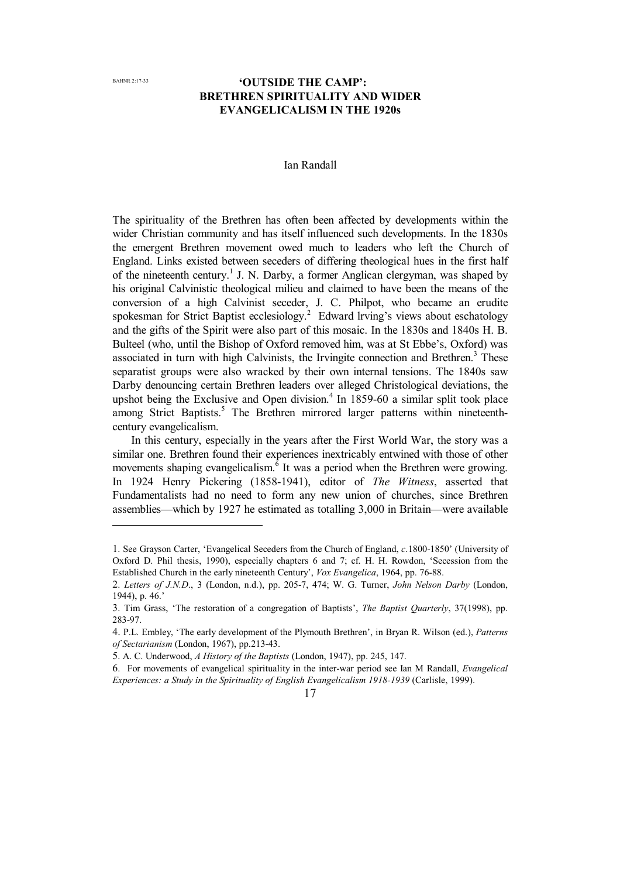# 'OUTSIDE THE CAMP': BRETHREN SPIRITUALITY AND WIDER EVANGELICALISM IN THE 1920s

Ian Randall

The spirituality of the Brethren has often been affected by developments within the wider Christian community and has itself influenced such developments. In the 1830s the emergent Brethren movement owed much to leaders who left the Church of England. Links existed between seceders of differing theological hues in the first half of the nineteenth century.[1] J. N. Darby, a former Anglican clergyman, was shaped by his original Calvinistic theological milieu and claimed to have been the means of the conversion of a high Calvinist seceder, J. C. Philpot, who became an erudite spokesman for Strict Baptist ecclesiology.[2] Edward lrving's views about eschatology and the gifts of the Spirit were also part of this mosaic. In the 1830s and 1840s H. B. Bulteel (who, until the Bishop of Oxford removed him, was at St Ebbe's, Oxford) was associated in turn with high Calvinists, the Irvingite connection and Brethren.[3] These separatist groups were also wracked by their own internal tensions. The 1840s saw Darby denouncing certain Brethren leaders over alleged Christological deviations, the upshot being the Exclusive and Open division.[4] In 1859-60 a similar split took place among Strict Baptists.[5] The Brethren mirrored larger patterns within nineteenth-century evangelicalism.

In this century, especially in the years after the First World War, the story was a similar one. Brethren found their experiences inextricably entwined with those of other movements shaping evangelicalism.[6] It was a period when the Brethren were growing. In 1924 Henry Pickering (1858-1941), editor of *The Witness*, asserted that Fundamentalists had no need to form any new union of churches, since Brethren assemblies—which by 1927 he estimated as totalling 3,000 in Britain—were available

---

1. See Grayson Carter, 'Evangelical Seceders from the Church of England, *c*.1800-1850' (University of Oxford D. Phil thesis, 1990), especially chapters 6 and 7; cf. H. H. Rowdon, 'Secession from the Established Church in the early nineteenth Century', *Vox Evangelica*, 1964, pp. 76-88.
2. *Letters of J.N.D.*, 3 (London, n.d.), pp. 205-7, 474; W. G. Turner, *John Nelson Darby* (London, 1944), p. 46.'
3. Tim Grass, 'The restoration of a congregation of Baptists', *The Baptist Quarterly*, 37(1998), pp. 283-97.
4. P.L. Embley, 'The early development of the Plymouth Brethren', in Bryan R. Wilson (ed.), *Patterns of Sectarianism* (London, 1967), pp.213-43.
5. A. C. Underwood, *A History of the Baptists* (London, 1947), pp. 245, 147.
6. For movements of evangelical spirituality in the inter-war period see Ian M Randall, *Evangelical Experiences: a Study in the Spirituality of English Evangelicalism 1918-1939* (Carlisle, 1999).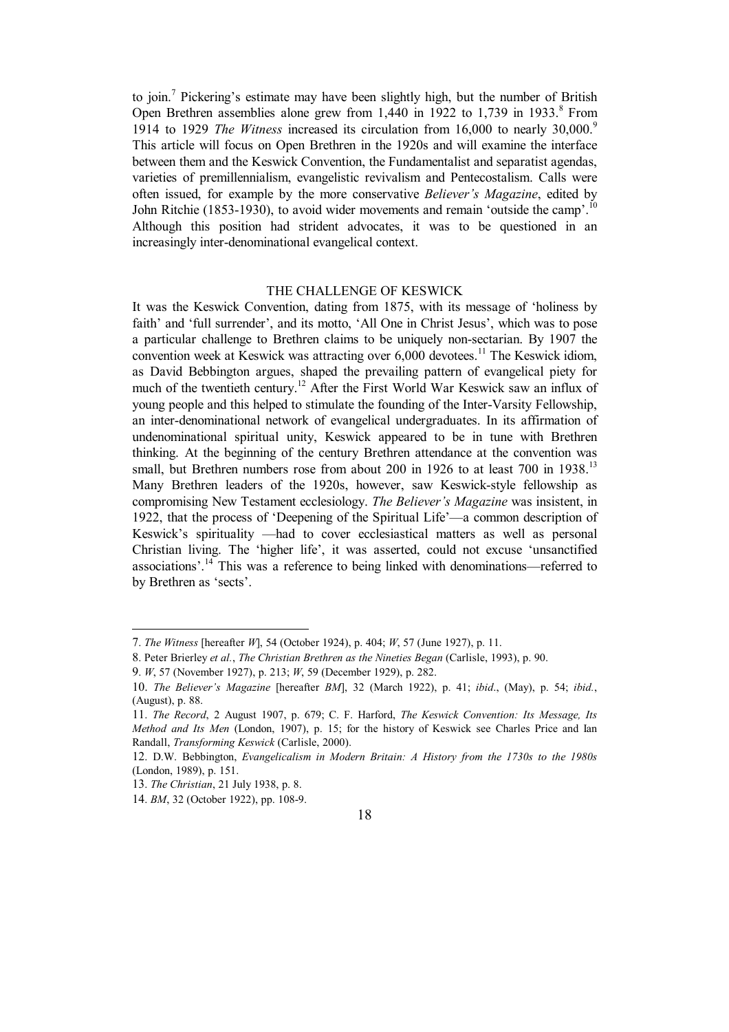to join.[7] Pickering's estimate may have been slightly high, but the number of British Open Brethren assemblies alone grew from 1,440 in 1922 to 1,739 in 1933.[8] From 1914 to 1929 *The Witness* increased its circulation from 16,000 to nearly 30,000.[9] This article will focus on Open Brethren in the 1920s and will examine the interface between them and the Keswick Convention, the Fundamentalist and separatist agendas, varieties of premillennialism, evangelistic revivalism and Pentecostalism. Calls were often issued, for example by the more conservative *Believer's Magazine*, edited by John Ritchie (1853-1930), to avoid wider movements and remain 'outside the camp'.[10] Although this position had strident advocates, it was to be questioned in an increasingly inter-denominational evangelical context.

## THE CHALLENGE OF KESWICK

It was the Keswick Convention, dating from 1875, with its message of 'holiness by faith' and 'full surrender', and its motto, 'All One in Christ Jesus', which was to pose a particular challenge to Brethren claims to be uniquely non-sectarian. By 1907 the convention week at Keswick was attracting over 6,000 devotees.[11] The Keswick idiom, as David Bebbington argues, shaped the prevailing pattern of evangelical piety for much of the twentieth century.[12] After the First World War Keswick saw an influx of young people and this helped to stimulate the founding of the Inter-Varsity Fellowship, an inter-denominational network of evangelical undergraduates. In its affirmation of undenominational spiritual unity, Keswick appeared to be in tune with Brethren thinking. At the beginning of the century Brethren attendance at the convention was small, but Brethren numbers rose from about 200 in 1926 to at least 700 in 1938.[13] Many Brethren leaders of the 1920s, however, saw Keswick-style fellowship as compromising New Testament ecclesiology. *The Believer's Magazine* was insistent, in 1922, that the process of 'Deepening of the Spiritual Life'—a common description of Keswick's spirituality —had to cover ecclesiastical matters as well as personal Christian living. The 'higher life', it was asserted, could not excuse 'unsanctified associations'.[14] This was a reference to being linked with denominations—referred to by Brethren as 'sects'.

---

7. *The Witness* [hereafter *W*], 54 (October 1924), p. 404; *W*, 57 (June 1927), p. 11.

8. Peter Brierley *et al.*, *The Christian Brethren as the Nineties Began* (Carlisle, 1993), p. 90.

9. *W*, 57 (November 1927), p. 213; *W*, 59 (December 1929), p. 282.

10. *The Believer's Magazine* [hereafter *BM*], 32 (March 1922), p. 41; *ibid*., (May), p. 54; *ibid.*, (August), p. 88.

11. *The Record*, 2 August 1907, p. 679; C. F. Harford, *The Keswick Convention: Its Message, Its Method and Its Men* (London, 1907), p. 15; for the history of Keswick see Charles Price and Ian Randall, *Transforming Keswick* (Carlisle, 2000).

12. D.W. Bebbington, *Evangelicalism in Modern Britain: A History from the 1730s to the 1980s* (London, 1989), p. 151.

13. *The Christian*, 21 July 1938, p. 8.

14. *BM*, 32 (October 1922), pp. 108-9.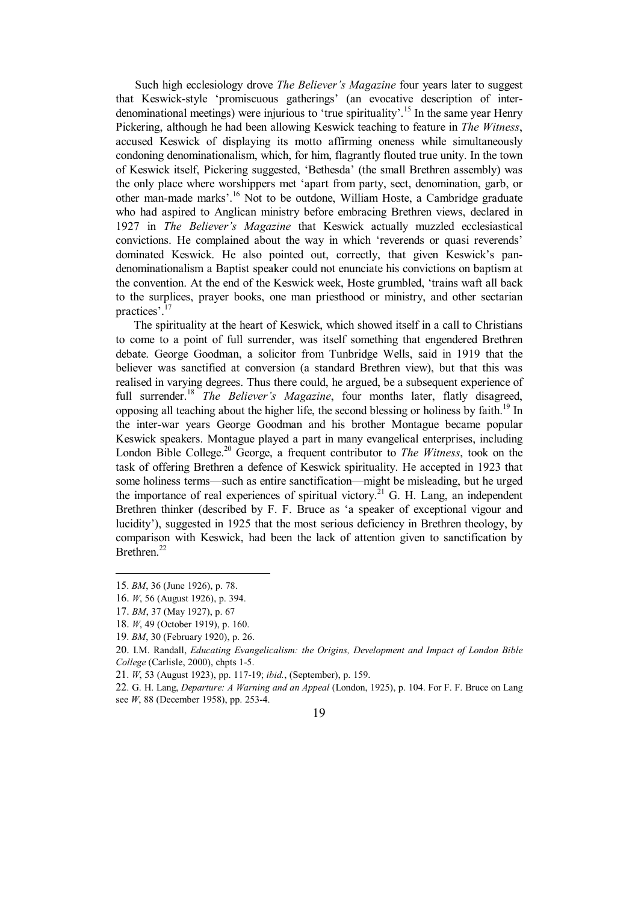Such high ecclesiology drove *The Believer's Magazine* four years later to suggest that Keswick-style 'promiscuous gatherings' (an evocative description of inter-denominational meetings) were injurious to 'true spirituality'.[15] In the same year Henry Pickering, although he had been allowing Keswick teaching to feature in *The Witness*, accused Keswick of displaying its motto affirming oneness while simultaneously condoning denominationalism, which, for him, flagrantly flouted true unity. In the town of Keswick itself, Pickering suggested, 'Bethesda' (the small Brethren assembly) was the only place where worshippers met 'apart from party, sect, denomination, garb, or other man-made marks'.[16] Not to be outdone, William Hoste, a Cambridge graduate who had aspired to Anglican ministry before embracing Brethren views, declared in 1927 in *The Believer's Magazine* that Keswick actually muzzled ecclesiastical convictions. He complained about the way in which 'reverends or quasi reverends' dominated Keswick. He also pointed out, correctly, that given Keswick's pan-denominationalism a Baptist speaker could not enunciate his convictions on baptism at the convention. At the end of the Keswick week, Hoste grumbled, 'trains waft all back to the surplices, prayer books, one man priesthood or ministry, and other sectarian practices'.[17]

The spirituality at the heart of Keswick, which showed itself in a call to Christians to come to a point of full surrender, was itself something that engendered Brethren debate. George Goodman, a solicitor from Tunbridge Wells, said in 1919 that the believer was sanctified at conversion (a standard Brethren view), but that this was realised in varying degrees. Thus there could, he argued, be a subsequent experience of full surrender.[18] *The Believer's Magazine*, four months later, flatly disagreed, opposing all teaching about the higher life, the second blessing or holiness by faith.[19] In the inter-war years George Goodman and his brother Montague became popular Keswick speakers. Montague played a part in many evangelical enterprises, including London Bible College.[20] George, a frequent contributor to *The Witness*, took on the task of offering Brethren a defence of Keswick spirituality. He accepted in 1923 that some holiness terms—such as entire sanctification—might be misleading, but he urged the importance of real experiences of spiritual victory.[21] G. H. Lang, an independent Brethren thinker (described by F. F. Bruce as 'a speaker of exceptional vigour and lucidity'), suggested in 1925 that the most serious deficiency in Brethren theology, by comparison with Keswick, had been the lack of attention given to sanctification by Brethren.[22]

---

15. *BM*, 36 (June 1926), p. 78.

16. *W*, 56 (August 1926), p. 394.

17. *BM*, 37 (May 1927), p. 67

18. *W*, 49 (October 1919), p. 160.

19. *BM*, 30 (February 1920), p. 26.

20. I.M. Randall, *Educating Evangelicalism: the Origins, Development and Impact of London Bible College* (Carlisle, 2000), chpts 1-5.

21. *W*, 53 (August 1923), pp. 117-19; *ibid.*, (September), p. 159.

22. G. H. Lang, *Departure: A Warning and an Appeal* (London, 1925), p. 104. For F. F. Bruce on Lang see *W*, 88 (December 1958), pp. 253-4.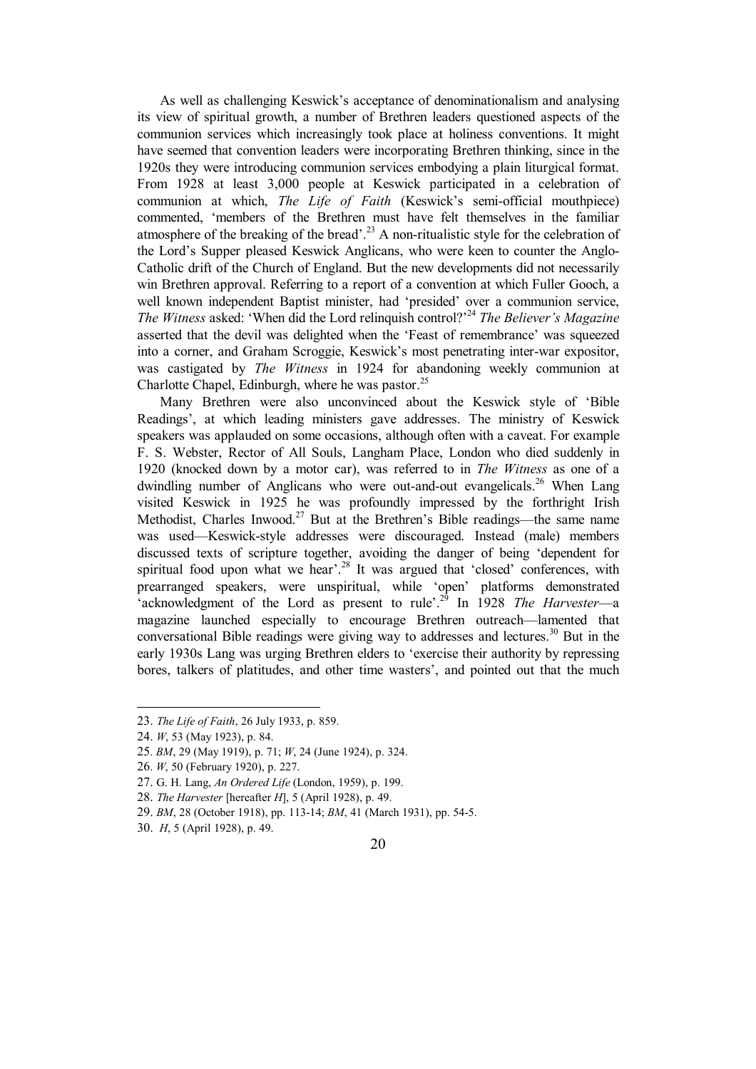As well as challenging Keswick's acceptance of denominationalism and analysing its view of spiritual growth, a number of Brethren leaders questioned aspects of the communion services which increasingly took place at holiness conventions. It might have seemed that convention leaders were incorporating Brethren thinking, since in the 1920s they were introducing communion services embodying a plain liturgical format. From 1928 at least 3,000 people at Keswick participated in a celebration of communion at which, *The Life of Faith* (Keswick's semi-official mouthpiece) commented, 'members of the Brethren must have felt themselves in the familiar atmosphere of the breaking of the bread'.[23] A non-ritualistic style for the celebration of the Lord's Supper pleased Keswick Anglicans, who were keen to counter the Anglo-Catholic drift of the Church of England. But the new developments did not necessarily win Brethren approval. Referring to a report of a convention at which Fuller Gooch, a well known independent Baptist minister, had 'presided' over a communion service, *The Witness* asked: 'When did the Lord relinquish control?'[24] *The Believer's Magazine* asserted that the devil was delighted when the 'Feast of remembrance' was squeezed into a corner, and Graham Scroggie, Keswick's most penetrating inter-war expositor, was castigated by *The Witness* in 1924 for abandoning weekly communion at Charlotte Chapel, Edinburgh, where he was pastor.[25]

Many Brethren were also unconvinced about the Keswick style of 'Bible Readings', at which leading ministers gave addresses. The ministry of Keswick speakers was applauded on some occasions, although often with a caveat. For example F. S. Webster, Rector of All Souls, Langham Place, London who died suddenly in 1920 (knocked down by a motor car), was referred to in *The Witness* as one of a dwindling number of Anglicans who were out-and-out evangelicals.[26] When Lang visited Keswick in 1925 he was profoundly impressed by the forthright Irish Methodist, Charles Inwood.[27] But at the Brethren's Bible readings—the same name was used—Keswick-style addresses were discouraged. Instead (male) members discussed texts of scripture together, avoiding the danger of being 'dependent for spiritual food upon what we hear'.[28] It was argued that 'closed' conferences, with prearranged speakers, were unspiritual, while 'open' platforms demonstrated 'acknowledgment of the Lord as present to rule'.[29] In 1928 *The Harvester*—a magazine launched especially to encourage Brethren outreach—lamented that conversational Bible readings were giving way to addresses and lectures.[30] But in the early 1930s Lang was urging Brethren elders to 'exercise their authority by repressing bores, talkers of platitudes, and other time wasters', and pointed out that the much

---

23. *The Life of Faith*, 26 July 1933, p. 859.
24. *W*, 53 (May 1923), p. 84.
25. *BM*, 29 (May 1919), p. 71; *W*, 24 (June 1924), p. 324.
26. *W*, 50 (February 1920), p. 227.
27. G. H. Lang, *An Ordered Life* (London, 1959), p. 199.
28. *The Harvester* [hereafter *H*], 5 (April 1928), p. 49.
29. *BM*, 28 (October 1918), pp. 113-14; *BM*, 41 (March 1931), pp. 54-5.
30. *H*, 5 (April 1928), p. 49.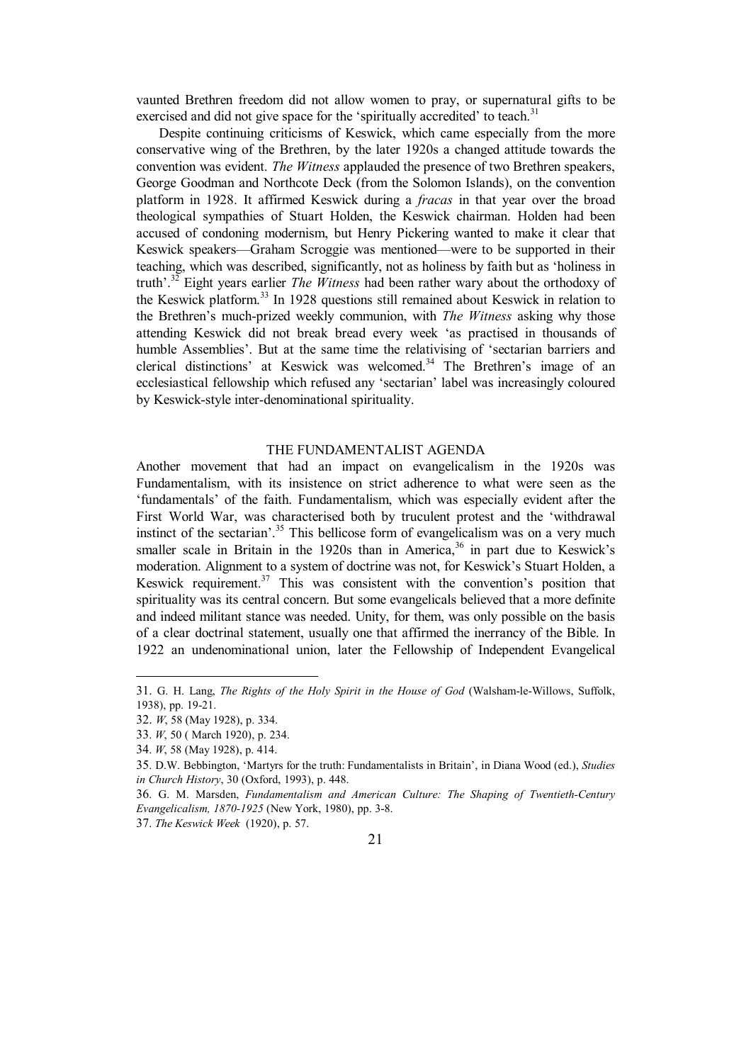vaunted Brethren freedom did not allow women to pray, or supernatural gifts to be exercised and did not give space for the 'spiritually accredited' to teach.[31]

Despite continuing criticisms of Keswick, which came especially from the more conservative wing of the Brethren, by the later 1920s a changed attitude towards the convention was evident. *The Witness* applauded the presence of two Brethren speakers, George Goodman and Northcote Deck (from the Solomon Islands), on the convention platform in 1928. It affirmed Keswick during a *fracas* in that year over the broad theological sympathies of Stuart Holden, the Keswick chairman. Holden had been accused of condoning modernism, but Henry Pickering wanted to make it clear that Keswick speakers—Graham Scroggie was mentioned—were to be supported in their teaching, which was described, significantly, not as holiness by faith but as 'holiness in truth'.[32] Eight years earlier *The Witness* had been rather wary about the orthodoxy of the Keswick platform.[33] In 1928 questions still remained about Keswick in relation to the Brethren's much-prized weekly communion, with *The Witness* asking why those attending Keswick did not break bread every week 'as practised in thousands of humble Assemblies'. But at the same time the relativising of 'sectarian barriers and clerical distinctions' at Keswick was welcomed.[34] The Brethren's image of an ecclesiastical fellowship which refused any 'sectarian' label was increasingly coloured by Keswick-style inter-denominational spirituality.

## THE FUNDAMENTALIST AGENDA

Another movement that had an impact on evangelicalism in the 1920s was Fundamentalism, with its insistence on strict adherence to what were seen as the 'fundamentals' of the faith. Fundamentalism, which was especially evident after the First World War, was characterised both by truculent protest and the 'withdrawal instinct of the sectarian'.[35] This bellicose form of evangelicalism was on a very much smaller scale in Britain in the 1920s than in America,[36] in part due to Keswick's moderation. Alignment to a system of doctrine was not, for Keswick's Stuart Holden, a Keswick requirement.[37] This was consistent with the convention's position that spirituality was its central concern. But some evangelicals believed that a more definite and indeed militant stance was needed. Unity, for them, was only possible on the basis of a clear doctrinal statement, usually one that affirmed the inerrancy of the Bible. In 1922 an undenominational union, later the Fellowship of Independent Evangelical

---

31. G. H. Lang, *The Rights of the Holy Spirit in the House of God* (Walsham-le-Willows, Suffolk, 1938), pp. 19-21.

32. *W*, 58 (May 1928), p. 334.

33. *W*, 50 ( March 1920), p. 234.

34. *W*, 58 (May 1928), p. 414.

35. D.W. Bebbington, 'Martyrs for the truth: Fundamentalists in Britain', in Diana Wood (ed.), *Studies in Church History*, 30 (Oxford, 1993), p. 448.

36. G. M. Marsden, *Fundamentalism and American Culture: The Shaping of Twentieth-Century Evangelicalism, 1870-1925* (New York, 1980), pp. 3-8.

37. *The Keswick Week* (1920), p. 57.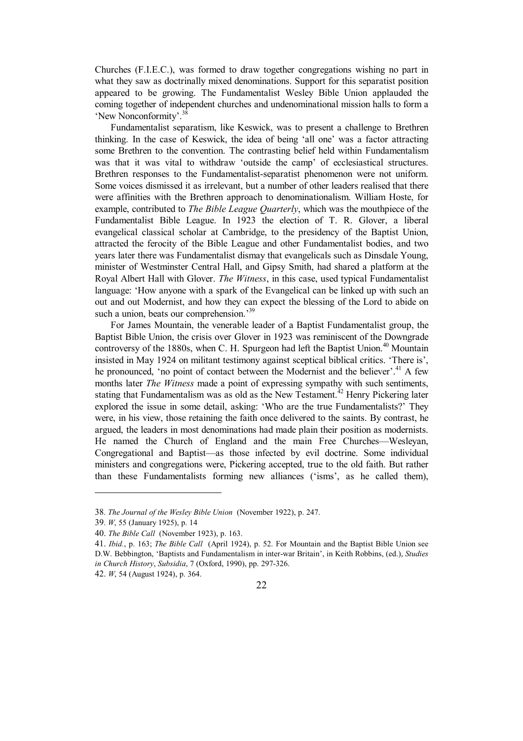Churches (F.I.E.C.), was formed to draw together congregations wishing no part in what they saw as doctrinally mixed denominations. Support for this separatist position appeared to be growing. The Fundamentalist Wesley Bible Union applauded the coming together of independent churches and undenominational mission halls to form a 'New Nonconformity'.[38]

Fundamentalist separatism, like Keswick, was to present a challenge to Brethren thinking. In the case of Keswick, the idea of being 'all one' was a factor attracting some Brethren to the convention. The contrasting belief held within Fundamentalism was that it was vital to withdraw 'outside the camp' of ecclesiastical structures. Brethren responses to the Fundamentalist-separatist phenomenon were not uniform. Some voices dismissed it as irrelevant, but a number of other leaders realised that there were affinities with the Brethren approach to denominationalism. William Hoste, for example, contributed to *The Bible League Quarterly*, which was the mouthpiece of the Fundamentalist Bible League. In 1923 the election of T. R. Glover, a liberal evangelical classical scholar at Cambridge, to the presidency of the Baptist Union, attracted the ferocity of the Bible League and other Fundamentalist bodies, and two years later there was Fundamentalist dismay that evangelicals such as Dinsdale Young, minister of Westminster Central Hall, and Gipsy Smith, had shared a platform at the Royal Albert Hall with Glover. *The Witness*, in this case, used typical Fundamentalist language: 'How anyone with a spark of the Evangelical can be linked up with such an out and out Modernist, and how they can expect the blessing of the Lord to abide on such a union, beats our comprehension.'[39]

For James Mountain, the venerable leader of a Baptist Fundamentalist group, the Baptist Bible Union, the crisis over Glover in 1923 was reminiscent of the Downgrade controversy of the 1880s, when C. H. Spurgeon had left the Baptist Union.[40] Mountain insisted in May 1924 on militant testimony against sceptical biblical critics. 'There is', he pronounced, 'no point of contact between the Modernist and the believer'.[41] A few months later *The Witness* made a point of expressing sympathy with such sentiments, stating that Fundamentalism was as old as the New Testament.[42] Henry Pickering later explored the issue in some detail, asking: 'Who are the true Fundamentalists?' They were, in his view, those retaining the faith once delivered to the saints. By contrast, he argued, the leaders in most denominations had made plain their position as modernists. He named the Church of England and the main Free Churches—Wesleyan, Congregational and Baptist—as those infected by evil doctrine. Some individual ministers and congregations were, Pickering accepted, true to the old faith. But rather than these Fundamentalists forming new alliances ('isms', as he called them),

---

38. *The Journal of the Wesley Bible Union* (November 1922), p. 247.

39. *W*, 55 (January 1925), p. 14

40. *The Bible Call* (November 1923), p. 163.

41. *Ibid.*, p. 163; *The Bible Call* (April 1924), p. 52. For Mountain and the Baptist Bible Union see D.W. Bebbington, 'Baptists and Fundamentalism in inter-war Britain', in Keith Robbins, (ed.), *Studies in Church History*, *Subsidia*, 7 (Oxford, 1990), pp. 297-326.

42. *W*, 54 (August 1924), p. 364.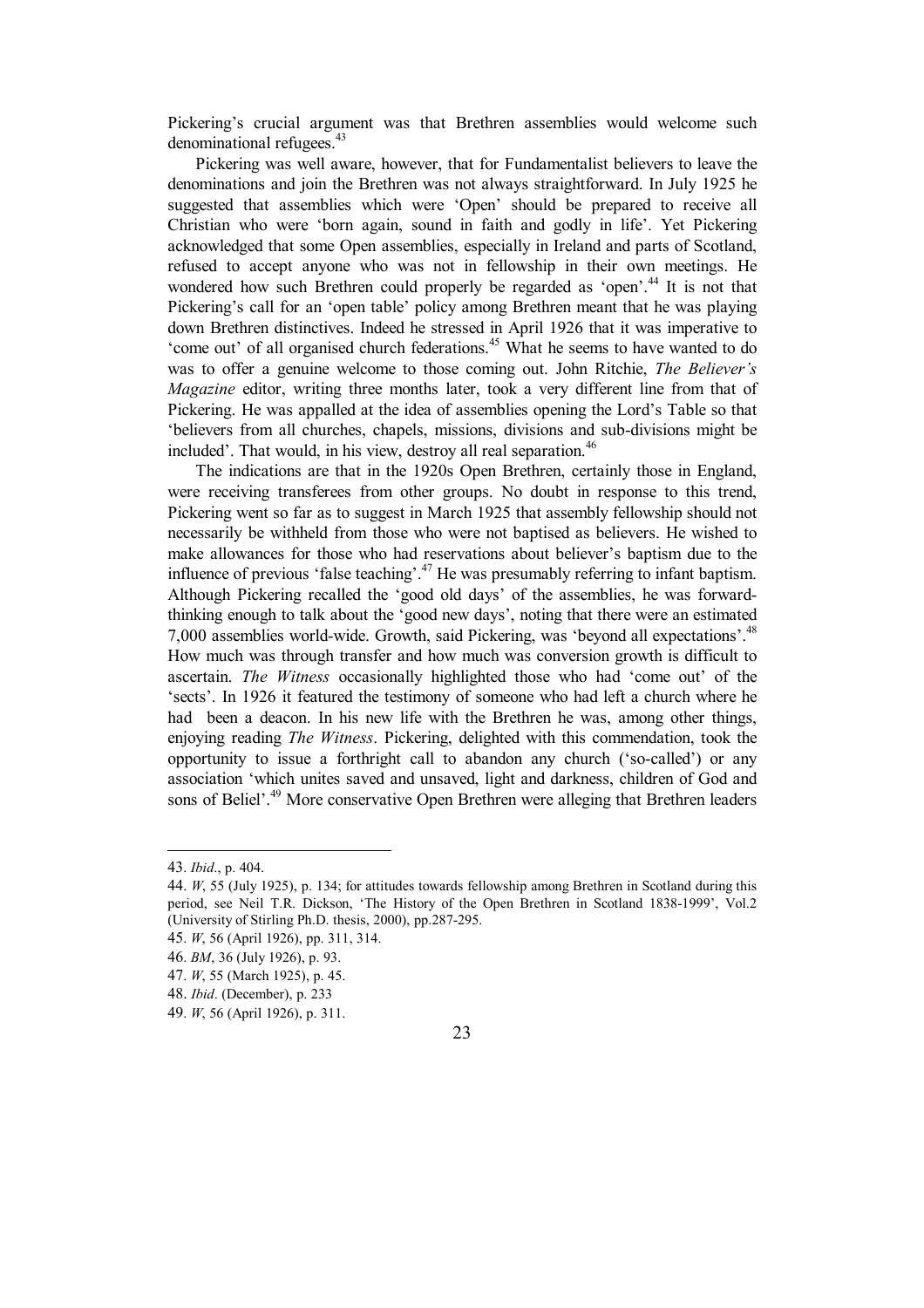Pickering's crucial argument was that Brethren assemblies would welcome such denominational refugees.[43]

Pickering was well aware, however, that for Fundamentalist believers to leave the denominations and join the Brethren was not always straightforward. In July 1925 he suggested that assemblies which were 'Open' should be prepared to receive all Christian who were 'born again, sound in faith and godly in life'. Yet Pickering acknowledged that some Open assemblies, especially in Ireland and parts of Scotland, refused to accept anyone who was not in fellowship in their own meetings. He wondered how such Brethren could properly be regarded as 'open'.[44] It is not that Pickering's call for an 'open table' policy among Brethren meant that he was playing down Brethren distinctives. Indeed he stressed in April 1926 that it was imperative to 'come out' of all organised church federations.[45] What he seems to have wanted to do was to offer a genuine welcome to those coming out. John Ritchie, *The Believer's Magazine* editor, writing three months later, took a very different line from that of Pickering. He was appalled at the idea of assemblies opening the Lord's Table so that 'believers from all churches, chapels, missions, divisions and sub-divisions might be included'. That would, in his view, destroy all real separation.[46]

The indications are that in the 1920s Open Brethren, certainly those in England, were receiving transferees from other groups. No doubt in response to this trend, Pickering went so far as to suggest in March 1925 that assembly fellowship should not necessarily be withheld from those who were not baptised as believers. He wished to make allowances for those who had reservations about believer's baptism due to the influence of previous 'false teaching'.[47] He was presumably referring to infant baptism. Although Pickering recalled the 'good old days' of the assemblies, he was forward-thinking enough to talk about the 'good new days', noting that there were an estimated 7,000 assemblies world-wide. Growth, said Pickering, was 'beyond all expectations'.[48] How much was through transfer and how much was conversion growth is difficult to ascertain. *The Witness* occasionally highlighted those who had 'come out' of the 'sects'. In 1926 it featured the testimony of someone who had left a church where he had been a deacon. In his new life with the Brethren he was, among other things, enjoying reading *The Witness*. Pickering, delighted with this commendation, took the opportunity to issue a forthright call to abandon any church ('so-called') or any association 'which unites saved and unsaved, light and darkness, children of God and sons of Belial'.[49] More conservative Open Brethren were alleging that Brethren leaders

---

43. *Ibid*., p. 404.

44. *W*, 55 (July 1925), p. 134; for attitudes towards fellowship among Brethren in Scotland during this period, see Neil T.R. Dickson, 'The History of the Open Brethren in Scotland 1838-1999', Vol.2 (University of Stirling Ph.D. thesis, 2000), pp.287-295.

45. *W*, 56 (April 1926), pp. 311, 314.

46. *BM*, 36 (July 1926), p. 93.

47. *W*, 55 (March 1925), p. 45.

48. *Ibid*. (December), p. 233

49. *W*, 56 (April 1926), p. 311.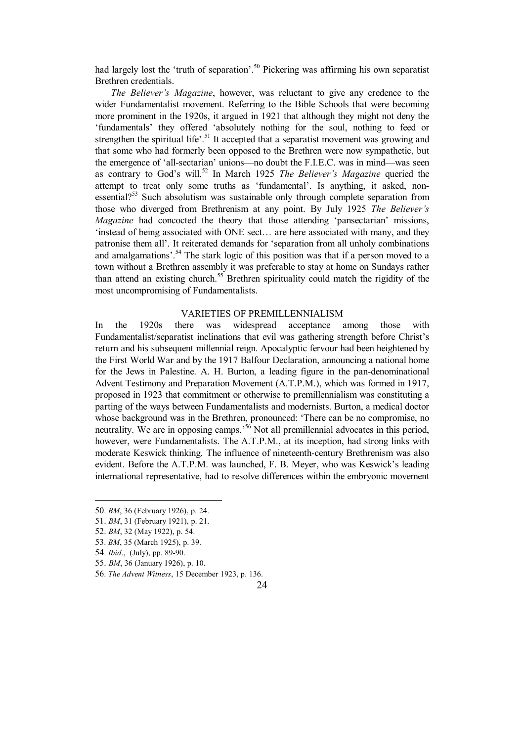had largely lost the 'truth of separation'.[50] Pickering was affirming his own separatist Brethren credentials.

*The Believer's Magazine*, however, was reluctant to give any credence to the wider Fundamentalist movement. Referring to the Bible Schools that were becoming more prominent in the 1920s, it argued in 1921 that although they might not deny the 'fundamentals' they offered 'absolutely nothing for the soul, nothing to feed or strengthen the spiritual life'.[51] It accepted that a separatist movement was growing and that some who had formerly been opposed to the Brethren were now sympathetic, but the emergence of 'all-sectarian' unions—no doubt the F.I.E.C. was in mind—was seen as contrary to God's will.[52] In March 1925 *The Believer's Magazine* queried the attempt to treat only some truths as 'fundamental'. Is anything, it asked, non-essential?[53] Such absolutism was sustainable only through complete separation from those who diverged from Brethrenism at any point. By July 1925 *The Believer's Magazine* had concocted the theory that those attending 'pansectarian' missions, 'instead of being associated with ONE sect… are here associated with many, and they patronise them all'. It reiterated demands for 'separation from all unholy combinations and amalgamations'.[54] The stark logic of this position was that if a person moved to a town without a Brethren assembly it was preferable to stay at home on Sundays rather than attend an existing church.[55] Brethren spirituality could match the rigidity of the most uncompromising of Fundamentalists.

## VARIETIES OF PREMILLENNIALISM

In the 1920s there was widespread acceptance among those with Fundamentalist/separatist inclinations that evil was gathering strength before Christ's return and his subsequent millennial reign. Apocalyptic fervour had been heightened by the First World War and by the 1917 Balfour Declaration, announcing a national home for the Jews in Palestine. A. H. Burton, a leading figure in the pan-denominational Advent Testimony and Preparation Movement (A.T.P.M.), which was formed in 1917, proposed in 1923 that commitment or otherwise to premillennialism was constituting a parting of the ways between Fundamentalists and modernists. Burton, a medical doctor whose background was in the Brethren, pronounced: 'There can be no compromise, no neutrality. We are in opposing camps.'[56] Not all premillennial advocates in this period, however, were Fundamentalists. The A.T.P.M., at its inception, had strong links with moderate Keswick thinking. The influence of nineteenth-century Brethrenism was also evident. Before the A.T.P.M. was launched, F. B. Meyer, who was Keswick's leading international representative, had to resolve differences within the embryonic movement

---

50. *BM*, 36 (February 1926), p. 24.
51. *BM*, 31 (February 1921), p. 21.
52. *BM*, 32 (May 1922), p. 54.
53. *BM*, 35 (March 1925), p. 39.
54. *Ibid*., (July), pp. 89-90.
55. *BM*, 36 (January 1926), p. 10.
56. *The Advent Witness*, 15 December 1923, p. 136.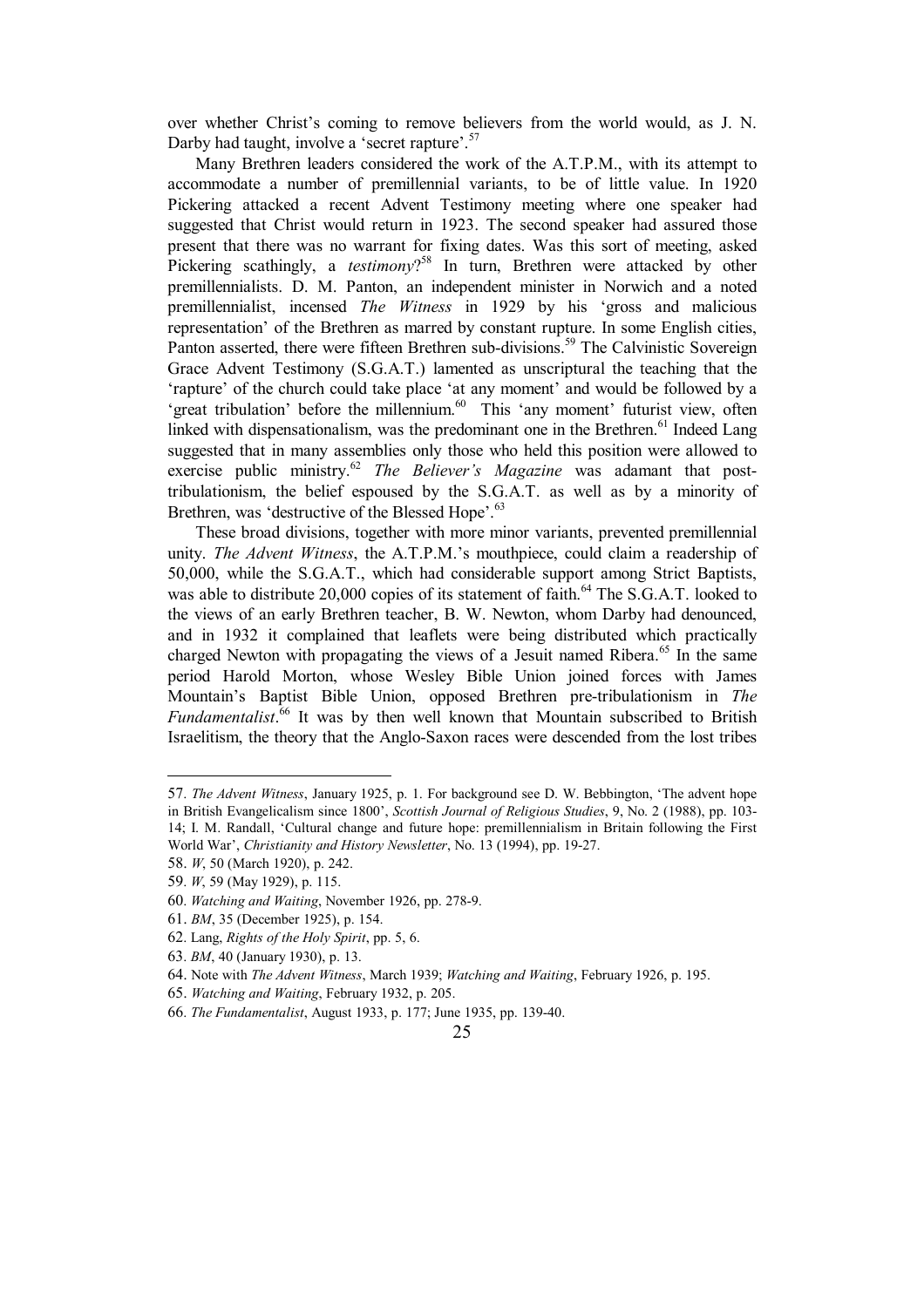over whether Christ's coming to remove believers from the world would, as J. N. Darby had taught, involve a 'secret rapture'.[57]

Many Brethren leaders considered the work of the A.T.P.M., with its attempt to accommodate a number of premillennial variants, to be of little value. In 1920 Pickering attacked a recent Advent Testimony meeting where one speaker had suggested that Christ would return in 1923. The second speaker had assured those present that there was no warrant for fixing dates. Was this sort of meeting, asked Pickering scathingly, a *testimony*?[58] In turn, Brethren were attacked by other premillennialists. D. M. Panton, an independent minister in Norwich and a noted premillennialist, incensed *The Witness* in 1929 by his 'gross and malicious representation' of the Brethren as marred by constant rupture. In some English cities, Panton asserted, there were fifteen Brethren sub-divisions.[59] The Calvinistic Sovereign Grace Advent Testimony (S.G.A.T.) lamented as unscriptural the teaching that the 'rapture' of the church could take place 'at any moment' and would be followed by a 'great tribulation' before the millennium.[60] This 'any moment' futurist view, often linked with dispensationalism, was the predominant one in the Brethren.[61] Indeed Lang suggested that in many assemblies only those who held this position were allowed to exercise public ministry.[62] *The Believer's Magazine* was adamant that post-tribulationism, the belief espoused by the S.G.A.T. as well as by a minority of Brethren, was 'destructive of the Blessed Hope'.[63]

These broad divisions, together with more minor variants, prevented premillennial unity. *The Advent Witness*, the A.T.P.M.'s mouthpiece, could claim a readership of 50,000, while the S.G.A.T., which had considerable support among Strict Baptists, was able to distribute 20,000 copies of its statement of faith.[64] The S.G.A.T. looked to the views of an early Brethren teacher, B. W. Newton, whom Darby had denounced, and in 1932 it complained that leaflets were being distributed which practically charged Newton with propagating the views of a Jesuit named Ribera.[65] In the same period Harold Morton, whose Wesley Bible Union joined forces with James Mountain's Baptist Bible Union, opposed Brethren pre-tribulationism in *The Fundamentalist*.[66] It was by then well known that Mountain subscribed to British Israelitism, the theory that the Anglo-Saxon races were descended from the lost tribes

---

57. *The Advent Witness*, January 1925, p. 1. For background see D. W. Bebbington, 'The advent hope in British Evangelicalism since 1800', *Scottish Journal of Religious Studies*, 9, No. 2 (1988), pp. 103-14; I. M. Randall, 'Cultural change and future hope: premillennialism in Britain following the First World War', *Christianity and History Newsletter*, No. 13 (1994), pp. 19-27.

58. *W*, 50 (March 1920), p. 242.

59. *W*, 59 (May 1929), p. 115.

60. *Watching and Waiting*, November 1926, pp. 278-9.

61. *BM*, 35 (December 1925), p. 154.

62. Lang, *Rights of the Holy Spirit*, pp. 5, 6.

63. *BM*, 40 (January 1930), p. 13.

64. Note with *The Advent Witness*, March 1939; *Watching and Waiting*, February 1926, p. 195.

65. *Watching and Waiting*, February 1932, p. 205.

66. *The Fundamentalist*, August 1933, p. 177; June 1935, pp. 139-40.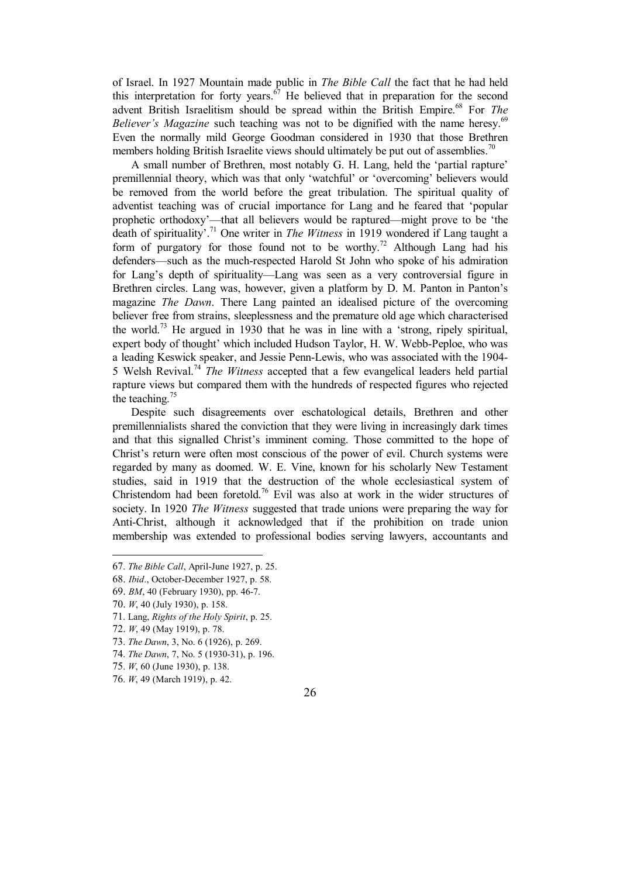of Israel. In 1927 Mountain made public in *The Bible Call* the fact that he had held this interpretation for forty years.[67] He believed that in preparation for the second advent British Israelitism should be spread within the British Empire.[68] For *The Believer's Magazine* such teaching was not to be dignified with the name heresy.[69] Even the normally mild George Goodman considered in 1930 that those Brethren members holding British Israelite views should ultimately be put out of assemblies.[70]

A small number of Brethren, most notably G. H. Lang, held the 'partial rapture' premillennial theory, which was that only 'watchful' or 'overcoming' believers would be removed from the world before the great tribulation. The spiritual quality of adventist teaching was of crucial importance for Lang and he feared that 'popular prophetic orthodoxy'—that all believers would be raptured—might prove to be 'the death of spirituality'.[71] One writer in *The Witness* in 1919 wondered if Lang taught a form of purgatory for those found not to be worthy.[72] Although Lang had his defenders—such as the much-respected Harold St John who spoke of his admiration for Lang's depth of spirituality—Lang was seen as a very controversial figure in Brethren circles. Lang was, however, given a platform by D. M. Panton in Panton's magazine *The Dawn*. There Lang painted an idealised picture of the overcoming believer free from strains, sleeplessness and the premature old age which characterised the world.[73] He argued in 1930 that he was in line with a 'strong, ripely spiritual, expert body of thought' which included Hudson Taylor, H. W. Webb-Peploe, who was a leading Keswick speaker, and Jessie Penn-Lewis, who was associated with the 1904-5 Welsh Revival.[74] *The Witness* accepted that a few evangelical leaders held partial rapture views but compared them with the hundreds of respected figures who rejected the teaching.[75]

Despite such disagreements over eschatological details, Brethren and other premillennialists shared the conviction that they were living in increasingly dark times and that this signalled Christ's imminent coming. Those committed to the hope of Christ's return were often most conscious of the power of evil. Church systems were regarded by many as doomed. W. E. Vine, known for his scholarly New Testament studies, said in 1919 that the destruction of the whole ecclesiastical system of Christendom had been foretold.[76] Evil was also at work in the wider structures of society. In 1920 *The Witness* suggested that trade unions were preparing the way for Anti-Christ, although it acknowledged that if the prohibition on trade union membership was extended to professional bodies serving lawyers, accountants and

---

67. *The Bible Call*, April-June 1927, p. 25.
68. *Ibid*., October-December 1927, p. 58.
69. *BM*, 40 (February 1930), pp. 46-7.
70. *W*, 40 (July 1930), p. 158.
71. Lang, *Rights of the Holy Spirit*, p. 25.
72. *W*, 49 (May 1919), p. 78.
73. *The Dawn*, 3, No. 6 (1926), p. 269.
74. *The Dawn*, 7, No. 5 (1930-31), p. 196.
75. *W*, 60 (June 1930), p. 138.
76. *W*, 49 (March 1919), p. 42.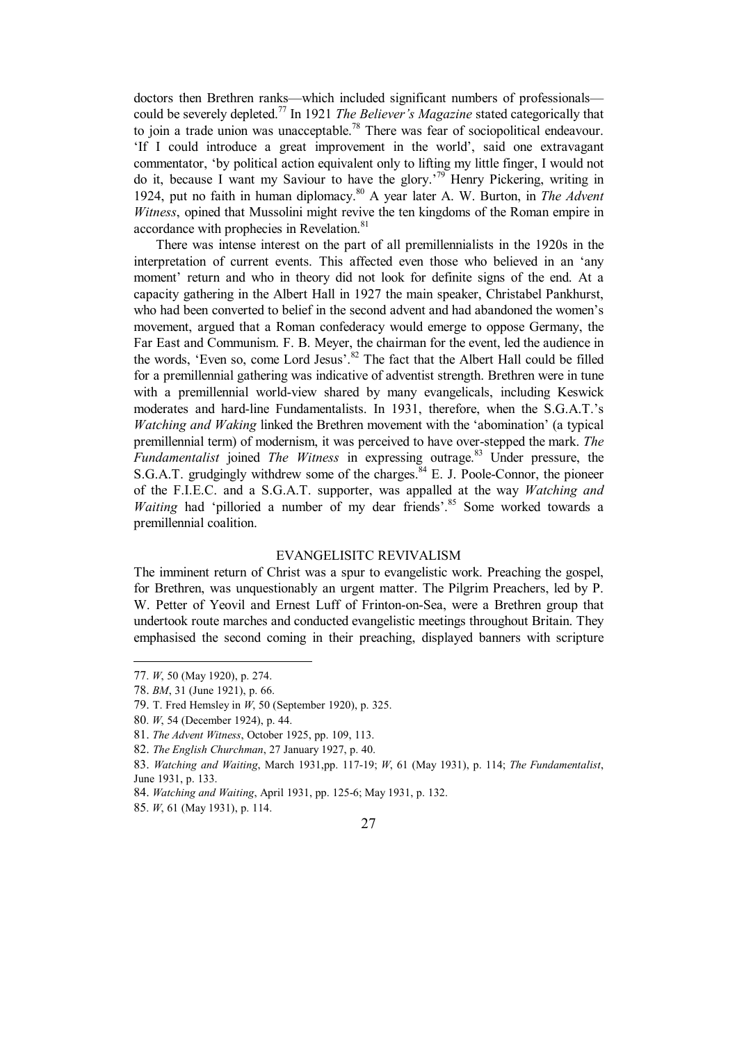doctors then Brethren ranks—which included significant numbers of professionals—could be severely depleted.[77] In 1921 *The Believer's Magazine* stated categorically that to join a trade union was unacceptable.[78] There was fear of sociopolitical endeavour. 'If I could introduce a great improvement in the world', said one extravagant commentator, 'by political action equivalent only to lifting my little finger, I would not do it, because I want my Saviour to have the glory.'[79] Henry Pickering, writing in 1924, put no faith in human diplomacy.[80] A year later A. W. Burton, in *The Advent Witness*, opined that Mussolini might revive the ten kingdoms of the Roman empire in accordance with prophecies in Revelation.[81]

There was intense interest on the part of all premillennialists in the 1920s in the interpretation of current events. This affected even those who believed in an 'any moment' return and who in theory did not look for definite signs of the end. At a capacity gathering in the Albert Hall in 1927 the main speaker, Christabel Pankhurst, who had been converted to belief in the second advent and had abandoned the women's movement, argued that a Roman confederacy would emerge to oppose Germany, the Far East and Communism. F. B. Meyer, the chairman for the event, led the audience in the words, 'Even so, come Lord Jesus'.[82] The fact that the Albert Hall could be filled for a premillennial gathering was indicative of adventist strength. Brethren were in tune with a premillennial world-view shared by many evangelicals, including Keswick moderates and hard-line Fundamentalists. In 1931, therefore, when the S.G.A.T.'s *Watching and Waking* linked the Brethren movement with the 'abomination' (a typical premillennial term) of modernism, it was perceived to have over-stepped the mark. *The Fundamentalist* joined *The Witness* in expressing outrage.[83] Under pressure, the S.G.A.T. grudgingly withdrew some of the charges.[84] E. J. Poole-Connor, the pioneer of the F.I.E.C. and a S.G.A.T. supporter, was appalled at the way *Watching and Waiting* had 'pilloried a number of my dear friends'.[85] Some worked towards a premillennial coalition.

## EVANGELISITC REVIVALISM

The imminent return of Christ was a spur to evangelistic work. Preaching the gospel, for Brethren, was unquestionably an urgent matter. The Pilgrim Preachers, led by P. W. Petter of Yeovil and Ernest Luff of Frinton-on-Sea, were a Brethren group that undertook route marches and conducted evangelistic meetings throughout Britain. They emphasised the second coming in their preaching, displayed banners with scripture

---

77. *W*, 50 (May 1920), p. 274.

78. *BM*, 31 (June 1921), p. 66.

79. T. Fred Hemsley in *W*, 50 (September 1920), p. 325.

80. *W*, 54 (December 1924), p. 44.

81. *The Advent Witness*, October 1925, pp. 109, 113.

82. *The English Churchman*, 27 January 1927, p. 40.

83. *Watching and Waiting*, March 1931,pp. 117-19; *W*, 61 (May 1931), p. 114; *The Fundamentalist*, June 1931, p. 133.

84. *Watching and Waiting*, April 1931, pp. 125-6; May 1931, p. 132.

85. *W*, 61 (May 1931), p. 114.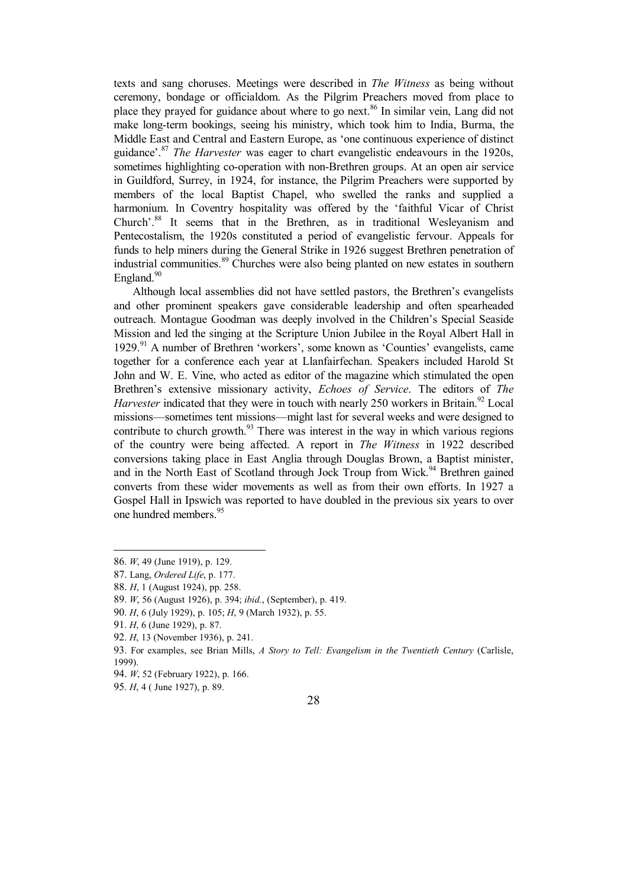texts and sang choruses. Meetings were described in *The Witness* as being without ceremony, bondage or officialdom. As the Pilgrim Preachers moved from place to place they prayed for guidance about where to go next.[86] In similar vein, Lang did not make long-term bookings, seeing his ministry, which took him to India, Burma, the Middle East and Central and Eastern Europe, as 'one continuous experience of distinct guidance'.[87] *The Harvester* was eager to chart evangelistic endeavours in the 1920s, sometimes highlighting co-operation with non-Brethren groups. At an open air service in Guildford, Surrey, in 1924, for instance, the Pilgrim Preachers were supported by members of the local Baptist Chapel, who swelled the ranks and supplied a harmonium. In Coventry hospitality was offered by the 'faithful Vicar of Christ Church'.[88] It seems that in the Brethren, as in traditional Wesleyanism and Pentecostalism, the 1920s constituted a period of evangelistic fervour. Appeals for funds to help miners during the General Strike in 1926 suggest Brethren penetration of industrial communities.[89] Churches were also being planted on new estates in southern England.[90]

Although local assemblies did not have settled pastors, the Brethren's evangelists and other prominent speakers gave considerable leadership and often spearheaded outreach. Montague Goodman was deeply involved in the Children's Special Seaside Mission and led the singing at the Scripture Union Jubilee in the Royal Albert Hall in 1929.[91] A number of Brethren 'workers', some known as 'Counties' evangelists, came together for a conference each year at Llanfairfechan. Speakers included Harold St John and W. E. Vine, who acted as editor of the magazine which stimulated the open Brethren's extensive missionary activity, *Echoes of Service*. The editors of *The Harvester* indicated that they were in touch with nearly 250 workers in Britain.[92] Local missions—sometimes tent missions—might last for several weeks and were designed to contribute to church growth.[93] There was interest in the way in which various regions of the country were being affected. A report in *The Witness* in 1922 described conversions taking place in East Anglia through Douglas Brown, a Baptist minister, and in the North East of Scotland through Jock Troup from Wick.[94] Brethren gained converts from these wider movements as well as from their own efforts. In 1927 a Gospel Hall in Ipswich was reported to have doubled in the previous six years to over one hundred members.[95]

---

86. *W*, 49 (June 1919), p. 129.
87. Lang, *Ordered Life*, p. 177.
88. *H*, 1 (August 1924), pp. 258.
89. *W*, 56 (August 1926), p. 394; *ibid.*, (September), p. 419.
90. *H*, 6 (July 1929), p. 105; *H*, 9 (March 1932), p. 55.
91. *H*, 6 (June 1929), p. 87.
92. *H*, 13 (November 1936), p. 241.
93. For examples, see Brian Mills, *A Story to Tell: Evangelism in the Twentieth Century* (Carlisle, 1999).
94. *W*, 52 (February 1922), p. 166.
95. *H*, 4 ( June 1927), p. 89.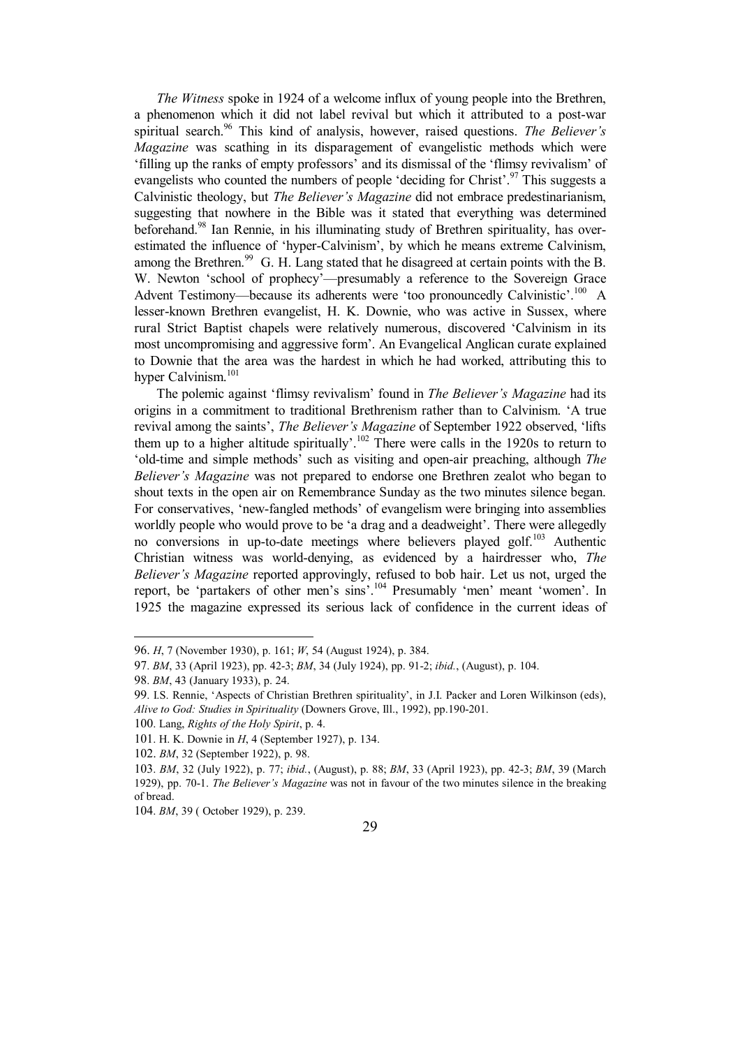*The Witness* spoke in 1924 of a welcome influx of young people into the Brethren, a phenomenon which it did not label revival but which it attributed to a post-war spiritual search.[96] This kind of analysis, however, raised questions. *The Believer's Magazine* was scathing in its disparagement of evangelistic methods which were 'filling up the ranks of empty professors' and its dismissal of the 'flimsy revivalism' of evangelists who counted the numbers of people 'deciding for Christ'.[97] This suggests a Calvinistic theology, but *The Believer's Magazine* did not embrace predestinarianism, suggesting that nowhere in the Bible was it stated that everything was determined beforehand.[98] Ian Rennie, in his illuminating study of Brethren spirituality, has over-estimated the influence of 'hyper-Calvinism', by which he means extreme Calvinism, among the Brethren.[99] G. H. Lang stated that he disagreed at certain points with the B. W. Newton 'school of prophecy'—presumably a reference to the Sovereign Grace Advent Testimony—because its adherents were 'too pronouncedly Calvinistic'.[100] A lesser-known Brethren evangelist, H. K. Downie, who was active in Sussex, where rural Strict Baptist chapels were relatively numerous, discovered 'Calvinism in its most uncompromising and aggressive form'. An Evangelical Anglican curate explained to Downie that the area was the hardest in which he had worked, attributing this to hyper Calvinism.[101]

The polemic against 'flimsy revivalism' found in *The Believer's Magazine* had its origins in a commitment to traditional Brethrenism rather than to Calvinism. 'A true revival among the saints', *The Believer's Magazine* of September 1922 observed, 'lifts them up to a higher altitude spiritually'.[102] There were calls in the 1920s to return to 'old-time and simple methods' such as visiting and open-air preaching, although *The Believer's Magazine* was not prepared to endorse one Brethren zealot who began to shout texts in the open air on Remembrance Sunday as the two minutes silence began. For conservatives, 'new-fangled methods' of evangelism were bringing into assemblies worldly people who would prove to be 'a drag and a deadweight'. There were allegedly no conversions in up-to-date meetings where believers played golf.[103] Authentic Christian witness was world-denying, as evidenced by a hairdresser who, *The Believer's Magazine* reported approvingly, refused to bob hair. Let us not, urged the report, be 'partakers of other men's sins'.[104] Presumably 'men' meant 'women'. In 1925 the magazine expressed its serious lack of confidence in the current ideas of

---

96. *H*, 7 (November 1930), p. 161; *W*, 54 (August 1924), p. 384.

97. *BM*, 33 (April 1923), pp. 42-3; *BM*, 34 (July 1924), pp. 91-2; *ibid.*, (August), p. 104.

98. *BM*, 43 (January 1933), p. 24.

99. I.S. Rennie, 'Aspects of Christian Brethren spirituality', in J.I. Packer and Loren Wilkinson (eds), *Alive to God: Studies in Spirituality* (Downers Grove, Ill., 1992), pp.190-201.

100. Lang, *Rights of the Holy Spirit*, p. 4.

101. H. K. Downie in *H*, 4 (September 1927), p. 134.

102. *BM*, 32 (September 1922), p. 98.

103. *BM*, 32 (July 1922), p. 77; *ibid.*, (August), p. 88; *BM*, 33 (April 1923), pp. 42-3; *BM*, 39 (March 1929), pp. 70-1. *The Believer's Magazine* was not in favour of the two minutes silence in the breaking of bread.

104. *BM*, 39 ( October 1929), p. 239.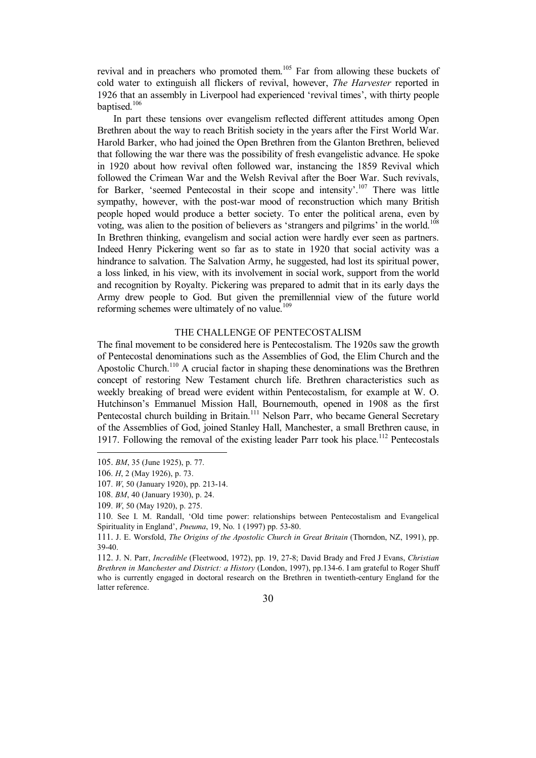revival and in preachers who promoted them.[105] Far from allowing these buckets of cold water to extinguish all flickers of revival, however, *The Harvester* reported in 1926 that an assembly in Liverpool had experienced 'revival times', with thirty people baptised.[106]

In part these tensions over evangelism reflected different attitudes among Open Brethren about the way to reach British society in the years after the First World War. Harold Barker, who had joined the Open Brethren from the Glanton Brethren, believed that following the war there was the possibility of fresh evangelistic advance. He spoke in 1920 about how revival often followed war, instancing the 1859 Revival which followed the Crimean War and the Welsh Revival after the Boer War. Such revivals, for Barker, 'seemed Pentecostal in their scope and intensity'.[107] There was little sympathy, however, with the post-war mood of reconstruction which many British people hoped would produce a better society. To enter the political arena, even by voting, was alien to the position of believers as 'strangers and pilgrims' in the world.[108] In Brethren thinking, evangelism and social action were hardly ever seen as partners. Indeed Henry Pickering went so far as to state in 1920 that social activity was a hindrance to salvation. The Salvation Army, he suggested, had lost its spiritual power, a loss linked, in his view, with its involvement in social work, support from the world and recognition by Royalty. Pickering was prepared to admit that in its early days the Army drew people to God. But given the premillennial view of the future world reforming schemes were ultimately of no value.[109]

## THE CHALLENGE OF PENTECOSTALISM

The final movement to be considered here is Pentecostalism. The 1920s saw the growth of Pentecostal denominations such as the Assemblies of God, the Elim Church and the Apostolic Church.[110] A crucial factor in shaping these denominations was the Brethren concept of restoring New Testament church life. Brethren characteristics such as weekly breaking of bread were evident within Pentecostalism, for example at W. O. Hutchinson's Emmanuel Mission Hall, Bournemouth, opened in 1908 as the first Pentecostal church building in Britain.[111] Nelson Parr, who became General Secretary of the Assemblies of God, joined Stanley Hall, Manchester, a small Brethren cause, in 1917. Following the removal of the existing leader Parr took his place.[112] Pentecostals

---

105. *BM*, 35 (June 1925), p. 77.

106. *H*, 2 (May 1926), p. 73.

107. *W*, 50 (January 1920), pp. 213-14.

108. *BM*, 40 (January 1930), p. 24.

109. *W*, 50 (May 1920), p. 275.

110. See I. M. Randall, 'Old time power: relationships between Pentecostalism and Evangelical Spirituality in England', *Pneuma*, 19, No. 1 (1997) pp. 53-80.

111. J. E. Worsfold, *The Origins of the Apostolic Church in Great Britain* (Thorndon, NZ, 1991), pp. 39-40.

112. J. N. Parr, *Incredible* (Fleetwood, 1972), pp. 19, 27-8; David Brady and Fred J Evans, *Christian Brethren in Manchester and District: a History* (London, 1997), pp.134-6. I am grateful to Roger Shuff who is currently engaged in doctoral research on the Brethren in twentieth-century England for the latter reference.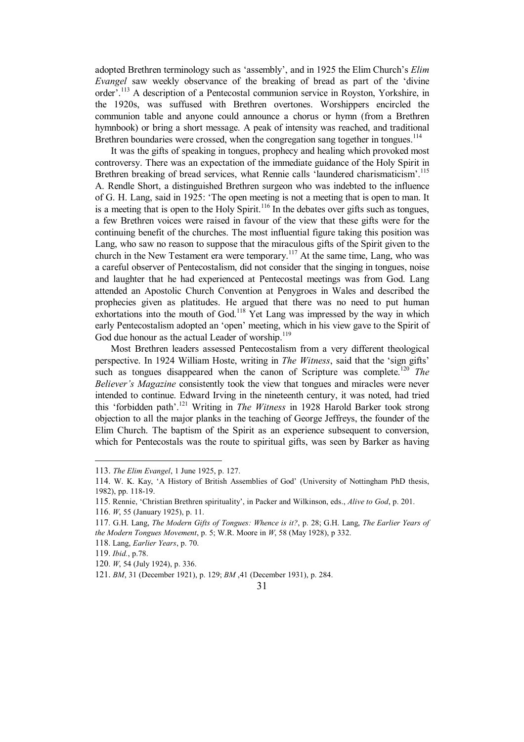adopted Brethren terminology such as 'assembly', and in 1925 the Elim Church's *Elim Evangel* saw weekly observance of the breaking of bread as part of the 'divine order'.[113] A description of a Pentecostal communion service in Royston, Yorkshire, in the 1920s, was suffused with Brethren overtones. Worshippers encircled the communion table and anyone could announce a chorus or hymn (from a Brethren hymnbook) or bring a short message. A peak of intensity was reached, and traditional Brethren boundaries were crossed, when the congregation sang together in tongues.[114]

It was the gifts of speaking in tongues, prophecy and healing which provoked most controversy. There was an expectation of the immediate guidance of the Holy Spirit in Brethren breaking of bread services, what Rennie calls 'laundered charismaticism'.[115] A. Rendle Short, a distinguished Brethren surgeon who was indebted to the influence of G. H. Lang, said in 1925: 'The open meeting is not a meeting that is open to man. It is a meeting that is open to the Holy Spirit.[116] In the debates over gifts such as tongues, a few Brethren voices were raised in favour of the view that these gifts were for the continuing benefit of the churches. The most influential figure taking this position was Lang, who saw no reason to suppose that the miraculous gifts of the Spirit given to the church in the New Testament era were temporary.[117] At the same time, Lang, who was a careful observer of Pentecostalism, did not consider that the singing in tongues, noise and laughter that he had experienced at Pentecostal meetings was from God. Lang attended an Apostolic Church Convention at Penygroes in Wales and described the prophecies given as platitudes. He argued that there was no need to put human exhortations into the mouth of God.[118] Yet Lang was impressed by the way in which early Pentecostalism adopted an 'open' meeting, which in his view gave to the Spirit of God due honour as the actual Leader of worship.[119]

Most Brethren leaders assessed Pentecostalism from a very different theological perspective. In 1924 William Hoste, writing in *The Witness*, said that the 'sign gifts' such as tongues disappeared when the canon of Scripture was complete.[120] *The Believer's Magazine* consistently took the view that tongues and miracles were never intended to continue. Edward Irving in the nineteenth century, it was noted, had tried this 'forbidden path'.[121] Writing in *The Witness* in 1928 Harold Barker took strong objection to all the major planks in the teaching of George Jeffreys, the founder of the Elim Church. The baptism of the Spirit as an experience subsequent to conversion, which for Pentecostals was the route to spiritual gifts, was seen by Barker as having

---

113. *The Elim Evangel*, 1 June 1925, p. 127.

114. W. K. Kay, 'A History of British Assemblies of God' (University of Nottingham PhD thesis, 1982), pp. 118-19.

115. Rennie, 'Christian Brethren spirituality', in Packer and Wilkinson, eds., *Alive to God*, p. 201.

116. *W*, 55 (January 1925), p. 11.

117. G.H. Lang, *The Modern Gifts of Tongues: Whence is it?*, p. 28; G.H. Lang, *The Earlier Years of the Modern Tongues Movement*, p. 5; W.R. Moore in *W*, 58 (May 1928), p 332.

118. Lang, *Earlier Years*, p. 70.

119. *Ibid.*, p.78.

120. *W*, 54 (July 1924), p. 336.

121. *BM*, 31 (December 1921), p. 129; *BM* ,41 (December 1931), p. 284.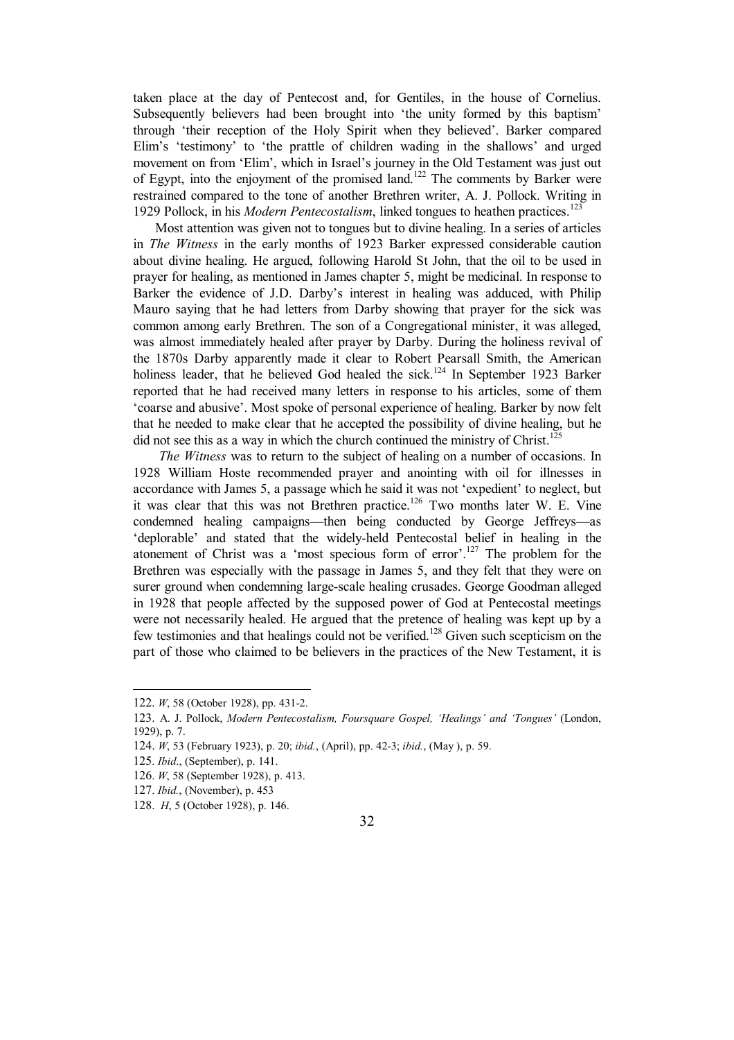taken place at the day of Pentecost and, for Gentiles, in the house of Cornelius. Subsequently believers had been brought into 'the unity formed by this baptism' through 'their reception of the Holy Spirit when they believed'. Barker compared Elim's 'testimony' to 'the prattle of children wading in the shallows' and urged movement on from 'Elim', which in Israel's journey in the Old Testament was just out of Egypt, into the enjoyment of the promised land.[122] The comments by Barker were restrained compared to the tone of another Brethren writer, A. J. Pollock. Writing in 1929 Pollock, in his *Modern Pentecostalism*, linked tongues to heathen practices.[123]

Most attention was given not to tongues but to divine healing. In a series of articles in *The Witness* in the early months of 1923 Barker expressed considerable caution about divine healing. He argued, following Harold St John, that the oil to be used in prayer for healing, as mentioned in James chapter 5, might be medicinal. In response to Barker the evidence of J.D. Darby's interest in healing was adduced, with Philip Mauro saying that he had letters from Darby showing that prayer for the sick was common among early Brethren. The son of a Congregational minister, it was alleged, was almost immediately healed after prayer by Darby. During the holiness revival of the 1870s Darby apparently made it clear to Robert Pearsall Smith, the American holiness leader, that he believed God healed the sick.[124] In September 1923 Barker reported that he had received many letters in response to his articles, some of them 'coarse and abusive'. Most spoke of personal experience of healing. Barker by now felt that he needed to make clear that he accepted the possibility of divine healing, but he did not see this as a way in which the church continued the ministry of Christ.[125]

*The Witness* was to return to the subject of healing on a number of occasions. In 1928 William Hoste recommended prayer and anointing with oil for illnesses in accordance with James 5, a passage which he said it was not 'expedient' to neglect, but it was clear that this was not Brethren practice.[126] Two months later W. E. Vine condemned healing campaigns—then being conducted by George Jeffreys—as 'deplorable' and stated that the widely-held Pentecostal belief in healing in the atonement of Christ was a 'most specious form of error'.[127] The problem for the Brethren was especially with the passage in James 5, and they felt that they were on surer ground when condemning large-scale healing crusades. George Goodman alleged in 1928 that people affected by the supposed power of God at Pentecostal meetings were not necessarily healed. He argued that the pretence of healing was kept up by a few testimonies and that healings could not be verified.[128] Given such scepticism on the part of those who claimed to be believers in the practices of the New Testament, it is

---

122. *W*, 58 (October 1928), pp. 431-2.

123. A. J. Pollock, *Modern Pentecostalism, Foursquare Gospel, 'Healings' and 'Tongues'* (London, 1929), p. 7.

124. *W*, 53 (February 1923), p. 20; *ibid.*, (April), pp. 42-3; *ibid.*, (May ), p. 59.

125. *Ibid*., (September), p. 141.

126. *W*, 58 (September 1928), p. 413.

127. *Ibid.*, (November), p. 453

128. *H*, 5 (October 1928), p. 146.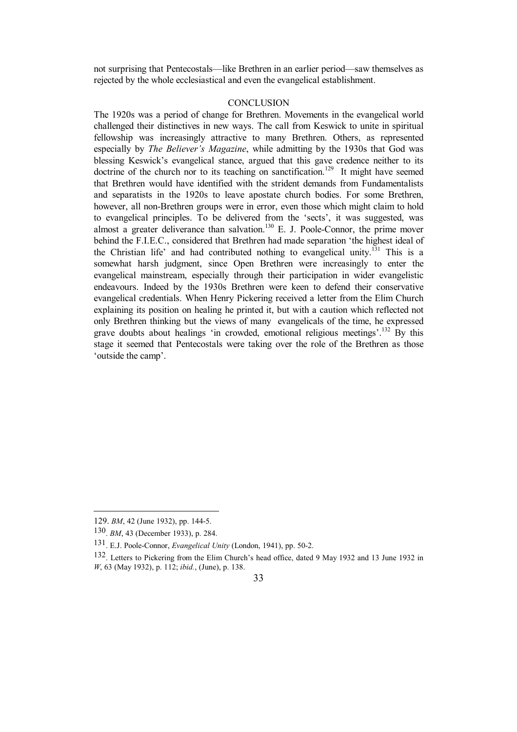not surprising that Pentecostals—like Brethren in an earlier period—saw themselves as rejected by the whole ecclesiastical and even the evangelical establishment.

## CONCLUSION

The 1920s was a period of change for Brethren. Movements in the evangelical world challenged their distinctives in new ways. The call from Keswick to unite in spiritual fellowship was increasingly attractive to many Brethren. Others, as represented especially by *The Believer's Magazine*, while admitting by the 1930s that God was blessing Keswick's evangelical stance, argued that this gave credence neither to its doctrine of the church nor to its teaching on sanctification.[129] It might have seemed that Brethren would have identified with the strident demands from Fundamentalists and separatists in the 1920s to leave apostate church bodies. For some Brethren, however, all non-Brethren groups were in error, even those which might claim to hold to evangelical principles. To be delivered from the 'sects', it was suggested, was almost a greater deliverance than salvation.[130] E. J. Poole-Connor, the prime mover behind the F.I.E.C., considered that Brethren had made separation 'the highest ideal of the Christian life' and had contributed nothing to evangelical unity.[131] This is a somewhat harsh judgment, since Open Brethren were increasingly to enter the evangelical mainstream, especially through their participation in wider evangelistic endeavours. Indeed by the 1930s Brethren were keen to defend their conservative evangelical credentials. When Henry Pickering received a letter from the Elim Church explaining its position on healing he printed it, but with a caution which reflected not only Brethren thinking but the views of many evangelicals of the time, he expressed grave doubts about healings 'in crowded, emotional religious meetings'.[132] By this stage it seemed that Pentecostals were taking over the role of the Brethren as those 'outside the camp'.

---

129. *BM*, 42 (June 1932), pp. 144-5.

130. *BM*, 43 (December 1933), p. 284.

131. E.J. Poole-Connor, *Evangelical Unity* (London, 1941), pp. 50-2.

132. Letters to Pickering from the Elim Church's head office, dated 9 May 1932 and 13 June 1932 in *W*, 63 (May 1932), p. 112; *ibid.*, (June), p. 138.